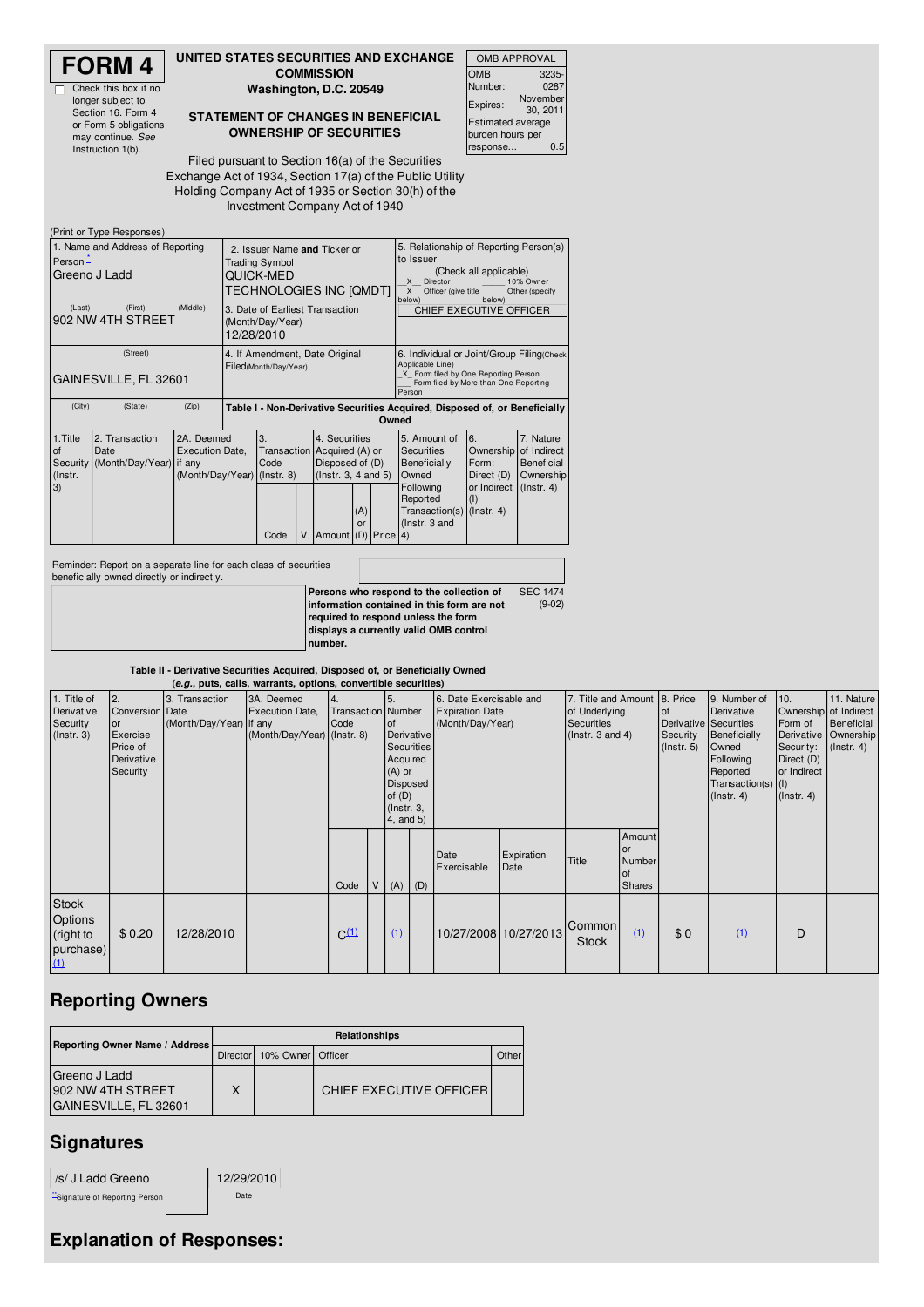# FORM 4

☐ Check this box if no longer subject to Section 16. Form 4 or Form 5 obligations may continue. *See* Instruction 1(b).

## UNITED STATES SECURITIES AND EXCHANGE COMMISSION

Washington, D.C. 20549

## STATEMENT OF CHANGES IN BENEFICIAL OWNERSHIP OF SECURITIES

Filed pursuant to Section 16(a) of the Securities Exchange Act of 1934, Section 17(a) of the Public Utility Holding Company Act of 1935 or Section 30(h) of the Investment Company Act of 1940

| OMB APPROVAL | |
|---|---|
| OMB Number: | 3235-0287 |
| Expires: | November 30, 2011 |
| Estimated average burden hours per response... | 0.5 |

(Print or Type Responses)

| 1. Name and Address of Reporting Person * | 2. Issuer Name and Ticker or Trading Symbol | 5. Relationship of Reporting Person(s) to Issuer |
|---|---|---|
| Greeno J Ladd | QUICK-MED TECHNOLOGIES INC [QMDT] | (Check all applicable) _X_ Director ___ 10% Owner _X_ Officer (give title below) ___ Other (specify below) |
| (Last) (First) (Middle) 902 NW 4TH STREET | 3. Date of Earliest Transaction (Month/Day/Year) 12/28/2010 | CHIEF EXECUTIVE OFFICER |
| (Street) GAINESVILLE, FL 32601 | 4. If Amendment, Date Original Filed (Month/Day/Year) | 6. Individual or Joint/Group Filing (Check Applicable Line) _X_ Form filed by One Reporting Person ___ Form filed by More than One Reporting Person |
| (City) (State) (Zip) | | |

### Table I - Non-Derivative Securities Acquired, Disposed of, or Beneficially Owned

| 1.Title of Security (Instr. 3) | 2. Transaction Date (Month/Day/Year) | 2A. Deemed Execution Date, if any (Month/Day/Year) | 3. Transaction Code (Instr. 8) | | 4. Securities Acquired (A) or Disposed of (D) (Instr. 3, 4 and 5) | | | 5. Amount of Securities Beneficially Owned Following Reported Transaction(s) (Instr. 3 and 4) | 6. Ownership Form: Direct (D) or Indirect (I) (Instr. 4) | 7. Nature of Indirect Beneficial Ownership (Instr. 4) |
|---|---|---|---|---|---|---|---|---|---|---|
| | | | Code | V | Amount | (A) or (D) | Price | | | |

Reminder: Report on a separate line for each class of securities beneficially owned directly or indirectly.

**Persons who respond to the collection of information contained in this form are not required to respond unless the form displays a currently valid OMB control number.** SEC 1474 (9-02)

### Table II - Derivative Securities Acquired, Disposed of, or Beneficially Owned
*(e.g., puts, calls, warrants, options, convertible securities)*

| 1. Title of Derivative Security (Instr. 3) | 2. Conversion or Exercise Price of Derivative Security | 3. Transaction Date (Month/Day/Year) | 3A. Deemed Execution Date, if any (Month/Day/Year) | 4. Transaction Code (Instr. 8) | | 5. Number of Derivative Securities Acquired (A) or Disposed of (D) (Instr. 3, 4, and 5) | | 6. Date Exercisable and Expiration Date (Month/Day/Year) | | 7. Title and Amount of Underlying Securities (Instr. 3 and 4) | | 8. Price of Derivative Security (Instr. 5) | 9. Number of Derivative Securities Beneficially Owned Following Reported Transaction(s) (Instr. 4) | 10. Ownership Form of Derivative Security: Direct (D) or Indirect (I) (Instr. 4) | 11. Nature of Indirect Beneficial Ownership (Instr. 4) |
|---|---|---|---|---|---|---|---|---|---|---|---|---|---|---|---|
| | | | | Code | V | (A) | (D) | Date Exercisable | Expiration Date | Title | Amount or Number of Shares | | | | |
| Stock Options (right to purchase) (1) | $ 0.20 | 12/28/2010 | | C (1) | | (1) | | 10/27/2008 | 10/27/2013 | Common Stock | (1) | $ 0 | (1) | D | |

## Reporting Owners

| Reporting Owner Name / Address | Relationships | | | |
|---|---|---|---|---|
| | Director | 10% Owner | Officer | Other |
| Greeno J Ladd 902 NW 4TH STREET GAINESVILLE, FL 32601 | X | | CHIEF EXECUTIVE OFFICER | |

## Signatures

| /s/ J Ladd Greeno | 12/29/2010 |
|---|---|
| **Signature of Reporting Person | Date |

## Explanation of Responses: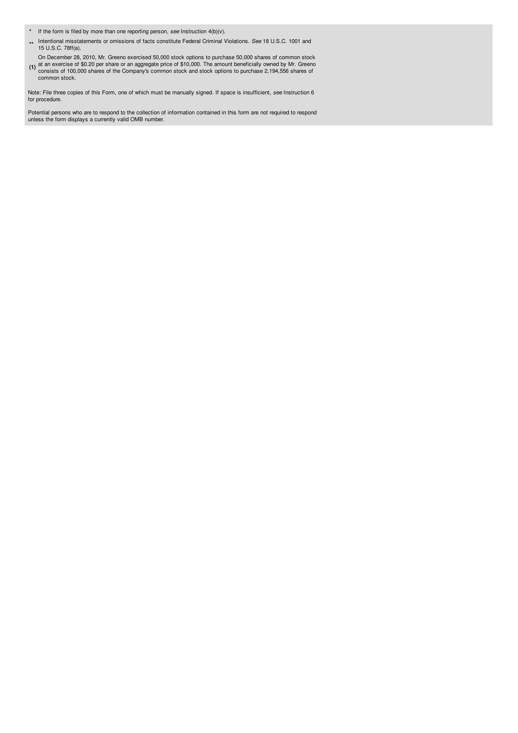\* If the form is filed by more than one reporting person, *see* Instruction 4(b)(v).

\*\* Intentional misstatements or omissions of facts constitute Federal Criminal Violations. *See* 18 U.S.C. 1001 and 15 U.S.C. 78ff(a).

**(1)** On December 28, 2010, Mr. Greeno exercised 50,000 stock options to purchase 50,000 shares of common stock at an exercise of $0.20 per share or an aggregate price of $10,000. The amount beneficially owned by Mr. Greeno consists of 100,000 shares of the Company's common stock and stock options to purchase 2,194,556 shares of common stock.

Note: File three copies of this Form, one of which must be manually signed. If space is insufficient, *see* Instruction 6 for procedure.

Potential persons who are to respond to the collection of information contained in this form are not required to respond unless the form displays a currently valid OMB number.